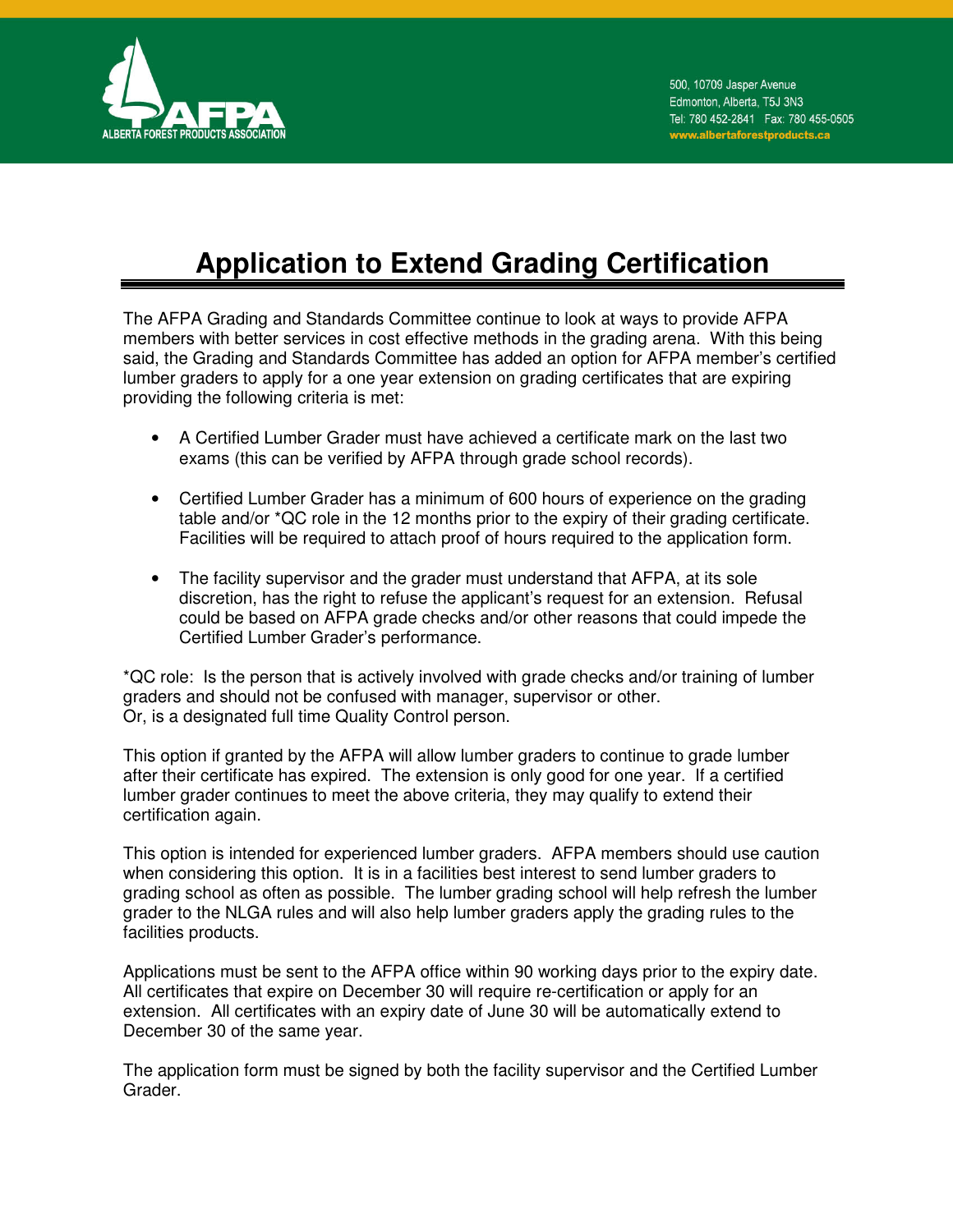ALBERTA FOREST PRODUCTS ASSOCIATION

500, 10709 Jasper Avenue
Edmonton, Alberta, T5J 3N3
Tel: 780 452-2841 Fax: 780 455-0505
www.albertaforestproducts.ca

# Application to Extend Grading Certification

The AFPA Grading and Standards Committee continue to look at ways to provide AFPA members with better services in cost effective methods in the grading arena. With this being said, the Grading and Standards Committee has added an option for AFPA member's certified lumber graders to apply for a one year extension on grading certificates that are expiring providing the following criteria is met:

- A Certified Lumber Grader must have achieved a certificate mark on the last two exams (this can be verified by AFPA through grade school records).
- Certified Lumber Grader has a minimum of 600 hours of experience on the grading table and/or *QC role in the 12 months prior to the expiry of their grading certificate. Facilities will be required to attach proof of hours required to the application form.
- The facility supervisor and the grader must understand that AFPA, at its sole discretion, has the right to refuse the applicant's request for an extension. Refusal could be based on AFPA grade checks and/or other reasons that could impede the Certified Lumber Grader's performance.

*QC role: Is the person that is actively involved with grade checks and/or training of lumber graders and should not be confused with manager, supervisor or other.
Or, is a designated full time Quality Control person.

This option if granted by the AFPA will allow lumber graders to continue to grade lumber after their certificate has expired. The extension is only good for one year. If a certified lumber grader continues to meet the above criteria, they may qualify to extend their certification again.

This option is intended for experienced lumber graders. AFPA members should use caution when considering this option. It is in a facilities best interest to send lumber graders to grading school as often as possible. The lumber grading school will help refresh the lumber grader to the NLGA rules and will also help lumber graders apply the grading rules to the facilities products.

Applications must be sent to the AFPA office within 90 working days prior to the expiry date. All certificates that expire on December 30 will require re-certification or apply for an extension. All certificates with an expiry date of June 30 will be automatically extend to December 30 of the same year.

The application form must be signed by both the facility supervisor and the Certified Lumber Grader.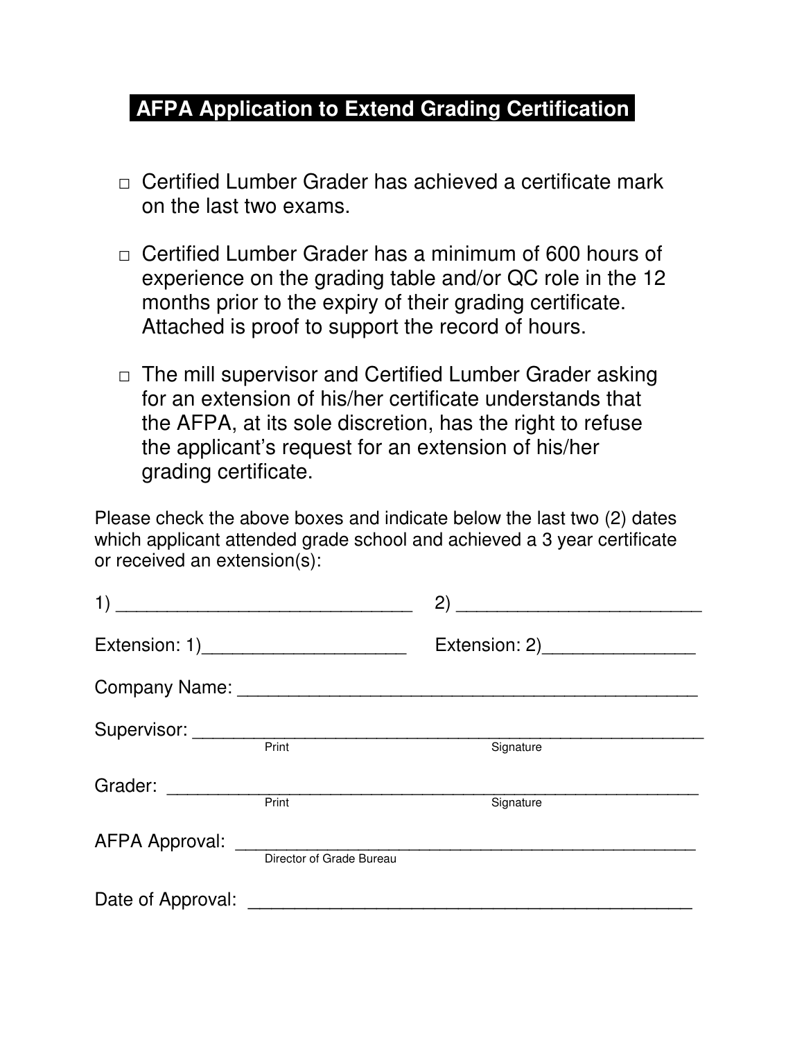# AFPA Application to Extend Grading Certification

- □ Certified Lumber Grader has achieved a certificate mark on the last two exams.
- □ Certified Lumber Grader has a minimum of 600 hours of experience on the grading table and/or QC role in the 12 months prior to the expiry of their grading certificate. Attached is proof to support the record of hours.
- □ The mill supervisor and Certified Lumber Grader asking for an extension of his/her certificate understands that the AFPA, at its sole discretion, has the right to refuse the applicant's request for an extension of his/her grading certificate.

Please check the above boxes and indicate below the last two (2) dates which applicant attended grade school and achieved a 3 year certificate or received an extension(s):

1) ______________________________ 2) ________________________

Extension: 1)____________________ Extension: 2)_______________

Company Name: ______________________________________________

Supervisor: __________________________________________________
Print Signature

Grader: _____________________________________________________
Print Signature

AFPA Approval: ______________________________________________
Director of Grade Bureau

Date of Approval: ____________________________________________